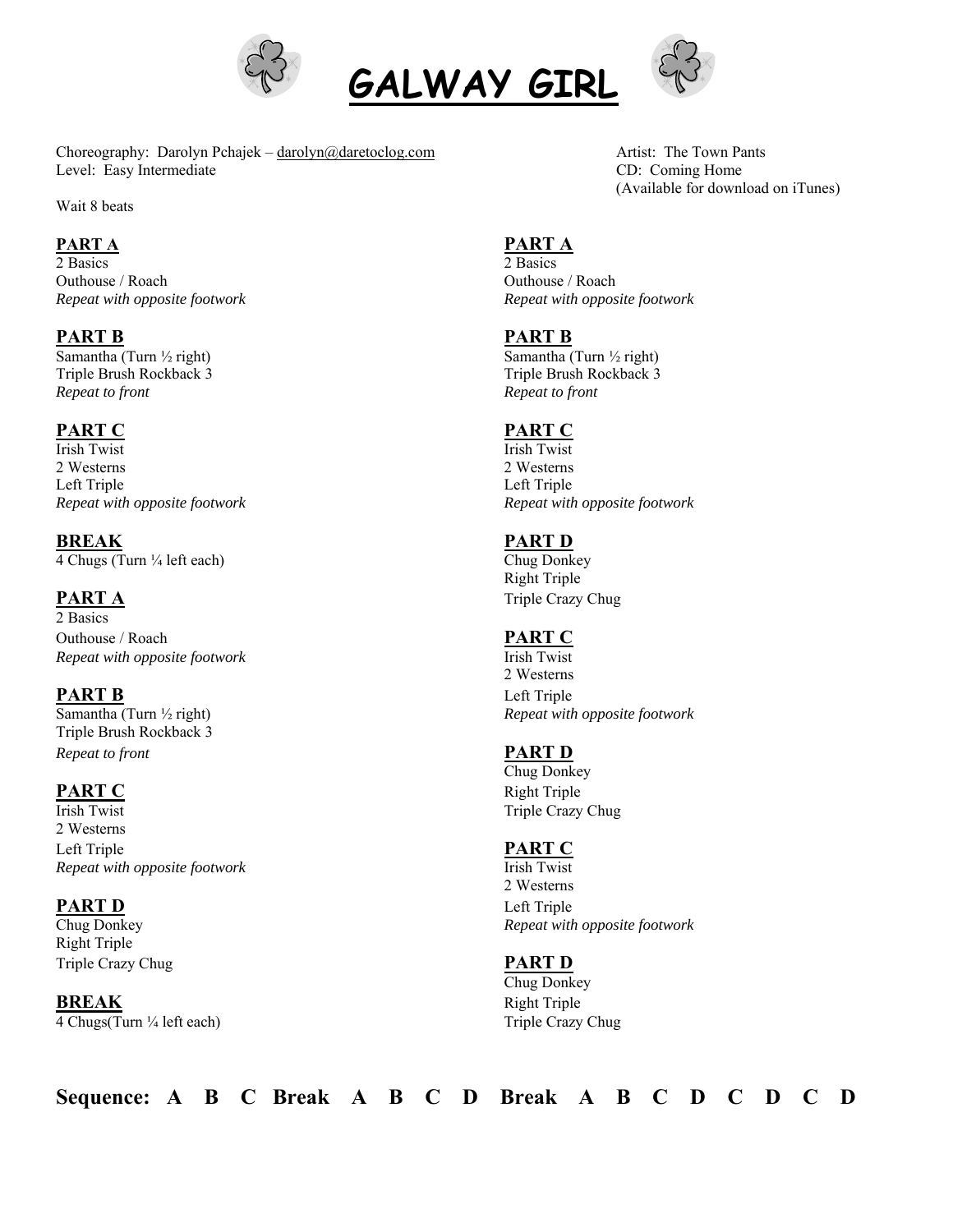# GALWAY GIRL

Choreography: Darolyn Pchajek – darolyn@daretoclog.com
Level: Easy Intermediate

Artist: The Town Pants
CD: Coming Home
(Available for download on iTunes)

Wait 8 beats

**PART A**
2 Basics
Outhouse / Roach
*Repeat with opposite footwork*

**PART B**
Samantha (Turn ½ right)
Triple Brush Rockback 3
*Repeat to front*

**PART C**
Irish Twist
2 Westerns
Left Triple
*Repeat with opposite footwork*

**BREAK**
4 Chugs (Turn ¼ left each)

**PART A**
2 Basics
Outhouse / Roach
*Repeat with opposite footwork*

**PART B**
Samantha (Turn ½ right)
Triple Brush Rockback 3
*Repeat to front*

**PART C**
Irish Twist
2 Westerns
Left Triple
*Repeat with opposite footwork*

**PART D**
Chug Donkey
Right Triple
Triple Crazy Chug

**BREAK**
4 Chugs(Turn ¼ left each)

**PART A**
2 Basics
Outhouse / Roach
*Repeat with opposite footwork*

**PART B**
Samantha (Turn ½ right)
Triple Brush Rockback 3
*Repeat to front*

**PART C**
Irish Twist
2 Westerns
Left Triple
*Repeat with opposite footwork*

**PART D**
Chug Donkey
Right Triple
Triple Crazy Chug

**PART C**
Irish Twist
2 Westerns
Left Triple
*Repeat with opposite footwork*

**PART D**
Chug Donkey
Right Triple
Triple Crazy Chug

**PART C**
Irish Twist
2 Westerns
Left Triple
*Repeat with opposite footwork*

**PART D**
Chug Donkey
Right Triple
Triple Crazy Chug

**Sequence: A B C Break A B C D Break A B C D C D C D**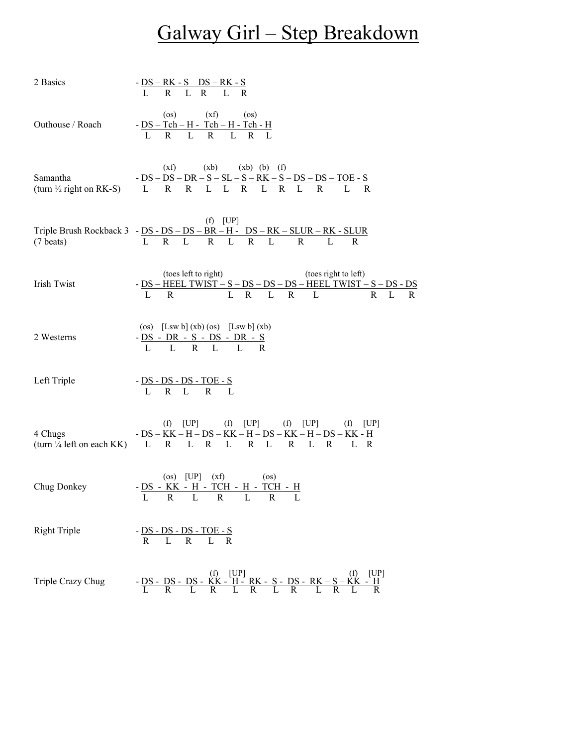# Galway Girl – Step Breakdown

```
2 Basics                  - DS – RK - S   DS – RK - S
                            L     R    L  R     L    R

                                 (os)          (xf)        (os)
Outhouse / Roach          - DS – Tch – H -  Tch – H - Tch - H
                            L     R     L    R     L   R   L

                                 (xf)        (xb)        (xb)  (b)   (f)
Samantha                  - DS – DS – DR – S – SL – S – RK – S – DS – DS – TOE - S
(turn ½ right on RK-S)      L    R    R    L   L    R   L    R   L    R     L    R

                                                (f)   [UP]
Triple Brush Rockback 3   - DS - DS – DS – BR – H -  DS – RK – SLUR – RK - SLUR
(7 beats)                   L    R    L     R    L    R    L      R      L    R

                                 (toes left to right)                         (toes right to left)
Irish Twist               - DS – HEEL TWIST – S – DS – DS – DS – HEEL TWIST – S – DS - DS
                            L    R               L    R    L    R    L               R    L    R

                           (os)   [Lsw b] (xb) (os)   [Lsw b] (xb)
2 Westerns                - DS  -  DR  -  S  -  DS  -  DR  -  S
                            L      L      R     L      L      R

Left Triple               - DS - DS - DS - TOE - S
                            L    R    L    R     L

                                 (f)   [UP]        (f)   [UP]        (f)   [UP]        (f)   [UP]
4 Chugs                   - DS – KK – H – DS – KK – H – DS – KK – H – DS – KK - H
(turn ¼ left on each KK)    L    R    L   R    L     R   L    R    L   R     L   R

                                 (os)   [UP]   (xf)             (os)
Chug Donkey               - DS  -  KK  -  H  -  TCH  -  H  -  TCH  -  H
                            L      R      L      R      L      R      L

Right Triple              - DS - DS - DS - TOE - S
                            R    L    R    L     R

                                            (f)   [UP]                                   (f)   [UP]
Triple Crazy Chug         - DS -  DS -  DS -  KK -  H -  RK -  S -  DS -  RK – S – KK  -  H
                            L     R     L     R     L    R     L    R     L    R   L      R
```